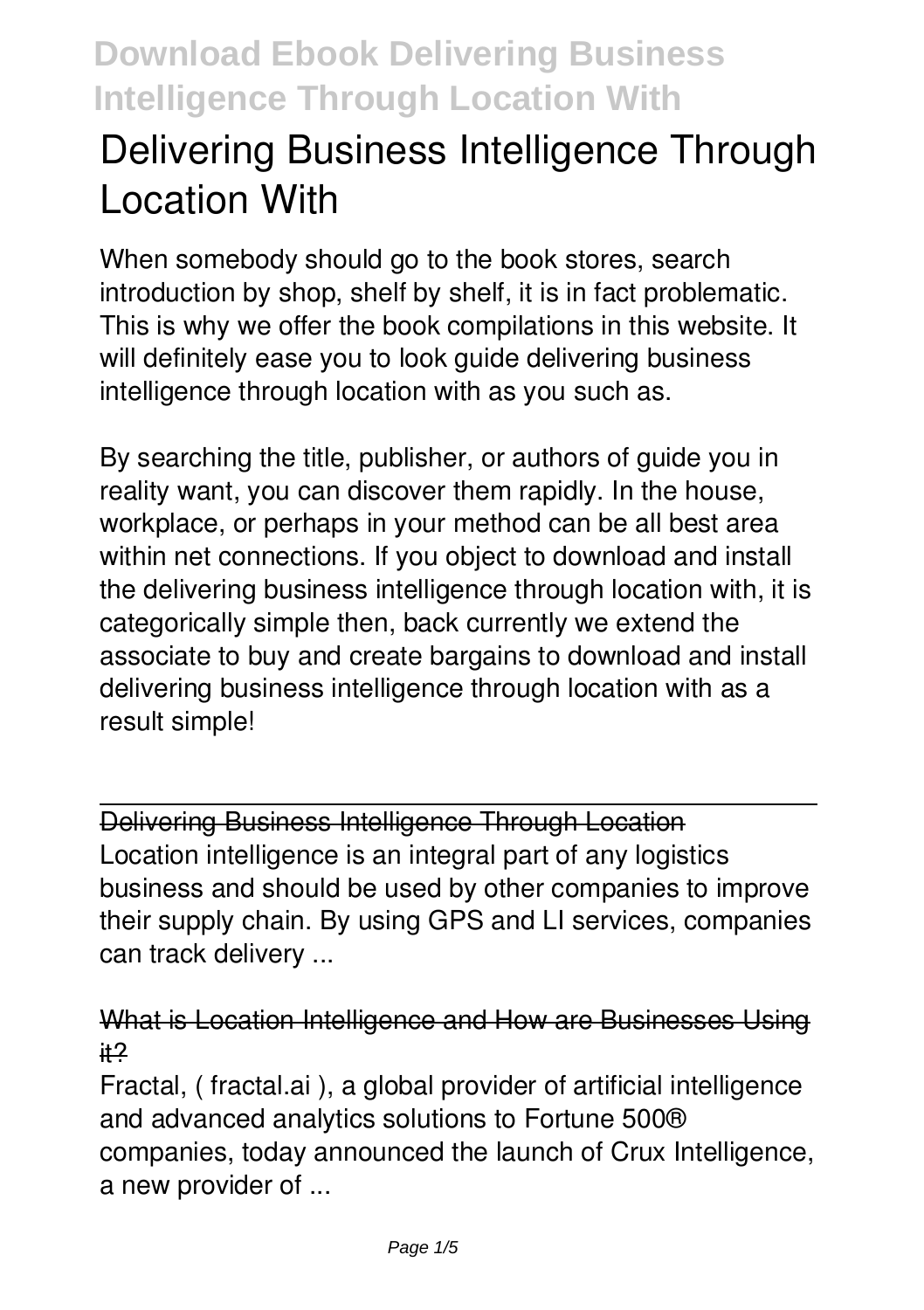# Delivering Business Intelligence Through Location With

When somebody should go to the book stores, search introduction by shop, shelf by shelf, it is in fact problematic. This is why we offer the book compilations in this website. It will definitely ease you to look guide delivering business intelligence through location with as you such as.

By searching the title, publisher, or authors of guide you in reality want, you can discover them rapidly. In the house, workplace, or perhaps in your method can be all best area within net connections. If you object to download and install the delivering business intelligence through location with, it is categorically simple then, back currently we extend the associate to buy and create bargains to download and install delivering business intelligence through location with as a result simple!

---

## ~~Delivering Business Intelligence Through Location~~

Location intelligence is an integral part of any logistics business and should be used by other companies to improve their supply chain. By using GPS and LI services, companies can track delivery ...

## ~~What is Location Intelligence and How are Businesses Using it?~~

Fractal, ( fractal.ai ), a global provider of artificial intelligence and advanced analytics solutions to Fortune 500® companies, today announced the launch of Crux Intelligence, a new provider of ...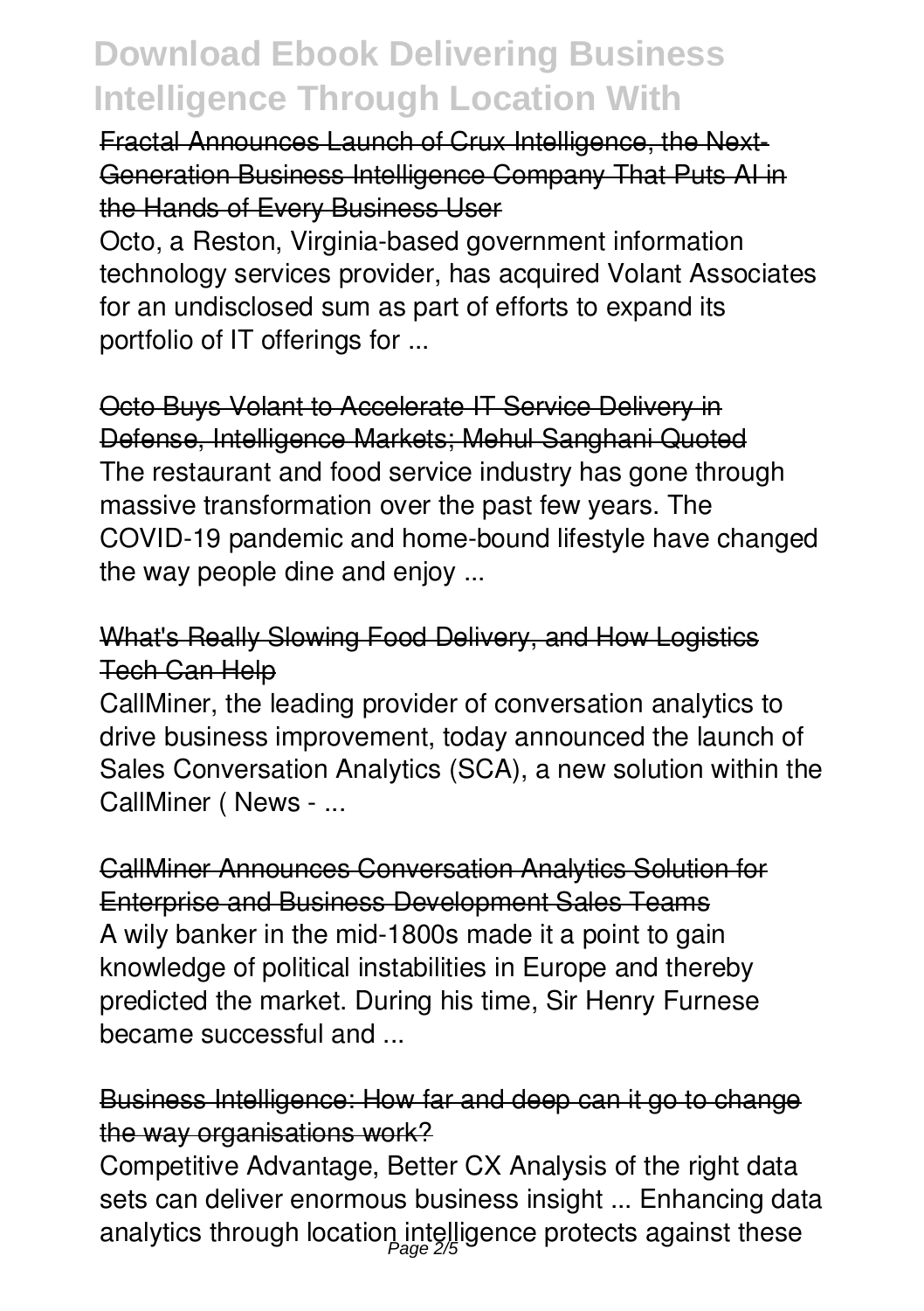### Fractal Announces Launch of Crux Intelligence, the Next-Generation Business Intelligence Company That Puts AI in the Hands of Every Business User

Octo, a Reston, Virginia-based government information technology services provider, has acquired Volant Associates for an undisclosed sum as part of efforts to expand its portfolio of IT offerings for ...

### Octo Buys Volant to Accelerate IT Service Delivery in Defense, Intelligence Markets; Mehul Sanghani Quoted

The restaurant and food service industry has gone through massive transformation over the past few years. The COVID-19 pandemic and home-bound lifestyle have changed the way people dine and enjoy ...

### What's Really Slowing Food Delivery, and How Logistics Tech Can Help

CallMiner, the leading provider of conversation analytics to drive business improvement, today announced the launch of Sales Conversation Analytics (SCA), a new solution within the CallMiner ( News - ...

### CallMiner Announces Conversation Analytics Solution for Enterprise and Business Development Sales Teams

A wily banker in the mid-1800s made it a point to gain knowledge of political instabilities in Europe and thereby predicted the market. During his time, Sir Henry Furnese became successful and ...

### Business Intelligence: How far and deep can it go to change the way organisations work?

Competitive Advantage, Better CX Analysis of the right data sets can deliver enormous business insight ... Enhancing data analytics through location intelligence protects against these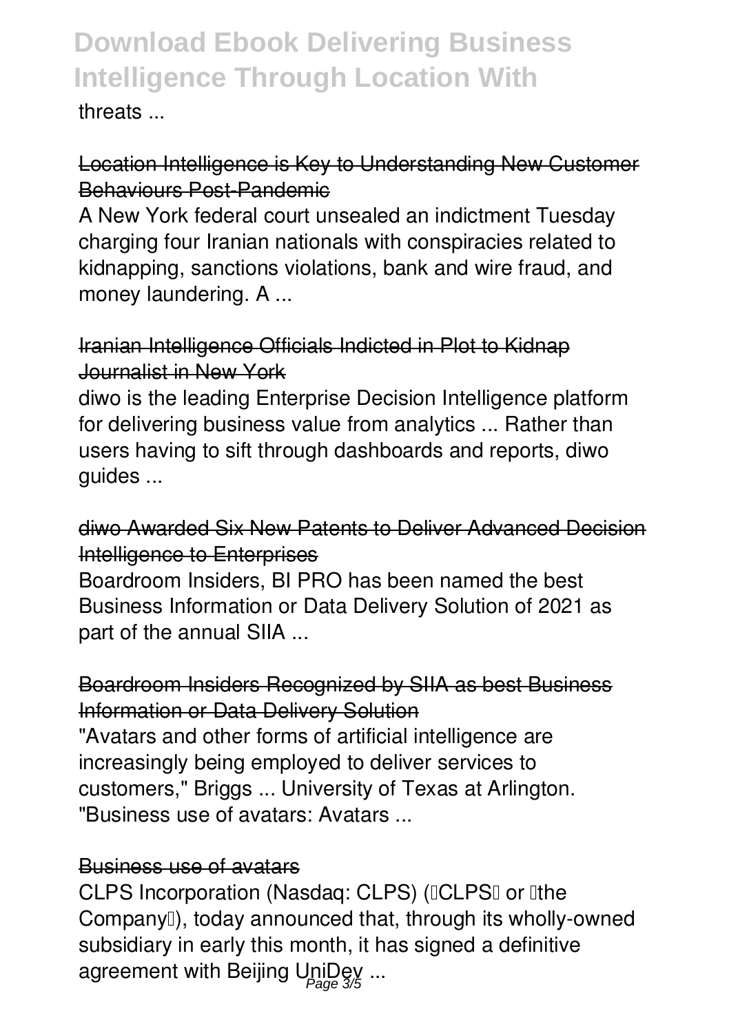threats ...

## Location Intelligence is Key to Understanding New Customer Behaviours Post-Pandemic

A New York federal court unsealed an indictment Tuesday charging four Iranian nationals with conspiracies related to kidnapping, sanctions violations, bank and wire fraud, and money laundering. A ...

## Iranian Intelligence Officials Indicted in Plot to Kidnap Journalist in New York

diwo is the leading Enterprise Decision Intelligence platform for delivering business value from analytics ... Rather than users having to sift through dashboards and reports, diwo guides ...

## diwo Awarded Six New Patents to Deliver Advanced Decision Intelligence to Enterprises

Boardroom Insiders, BI PRO has been named the best Business Information or Data Delivery Solution of 2021 as part of the annual SIIA ...

## Boardroom Insiders Recognized by SIIA as best Business Information or Data Delivery Solution

"Avatars and other forms of artificial intelligence are increasingly being employed to deliver services to customers," Briggs ... University of Texas at Arlington. "Business use of avatars: Avatars ...

## Business use of avatars

CLPS Incorporation (Nasdaq: CLPS) ("CLPS" or "the Company"), today announced that, through its wholly-owned subsidiary in early this month, it has signed a definitive agreement with Beijing UniDev ...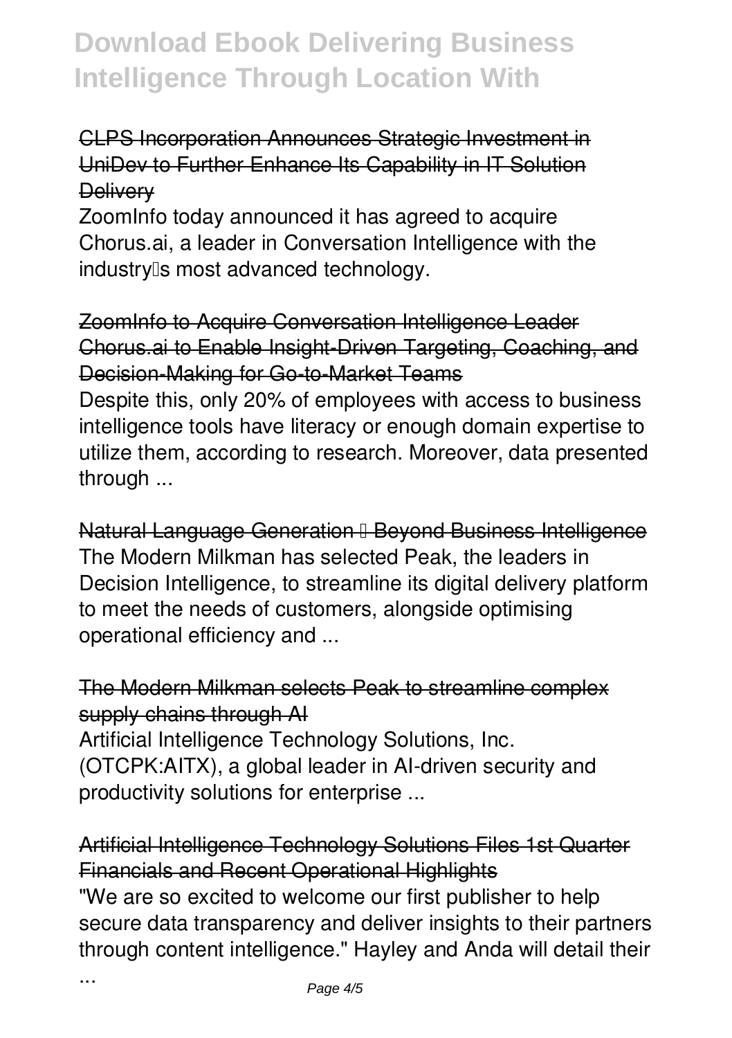CLPS Incorporation Announces Strategic Investment in UniDev to Further Enhance Its Capability in IT Solution Delivery

ZoomInfo today announced it has agreed to acquire Chorus.ai, a leader in Conversation Intelligence with the industry's most advanced technology.

ZoomInfo to Acquire Conversation Intelligence Leader Chorus.ai to Enable Insight-Driven Targeting, Coaching, and Decision-Making for Go-to-Market Teams

Despite this, only 20% of employees with access to business intelligence tools have literacy or enough domain expertise to utilize them, according to research. Moreover, data presented through ...

Natural Language Generation – Beyond Business Intelligence

The Modern Milkman has selected Peak, the leaders in Decision Intelligence, to streamline its digital delivery platform to meet the needs of customers, alongside optimising operational efficiency and ...

The Modern Milkman selects Peak to streamline complex supply chains through AI

Artificial Intelligence Technology Solutions, Inc. (OTCPK:AITX), a global leader in AI-driven security and productivity solutions for enterprise ...

Artificial Intelligence Technology Solutions Files 1st Quarter Financials and Recent Operational Highlights

"We are so excited to welcome our first publisher to help secure data transparency and deliver insights to their partners through content intelligence." Hayley and Anda will detail their ...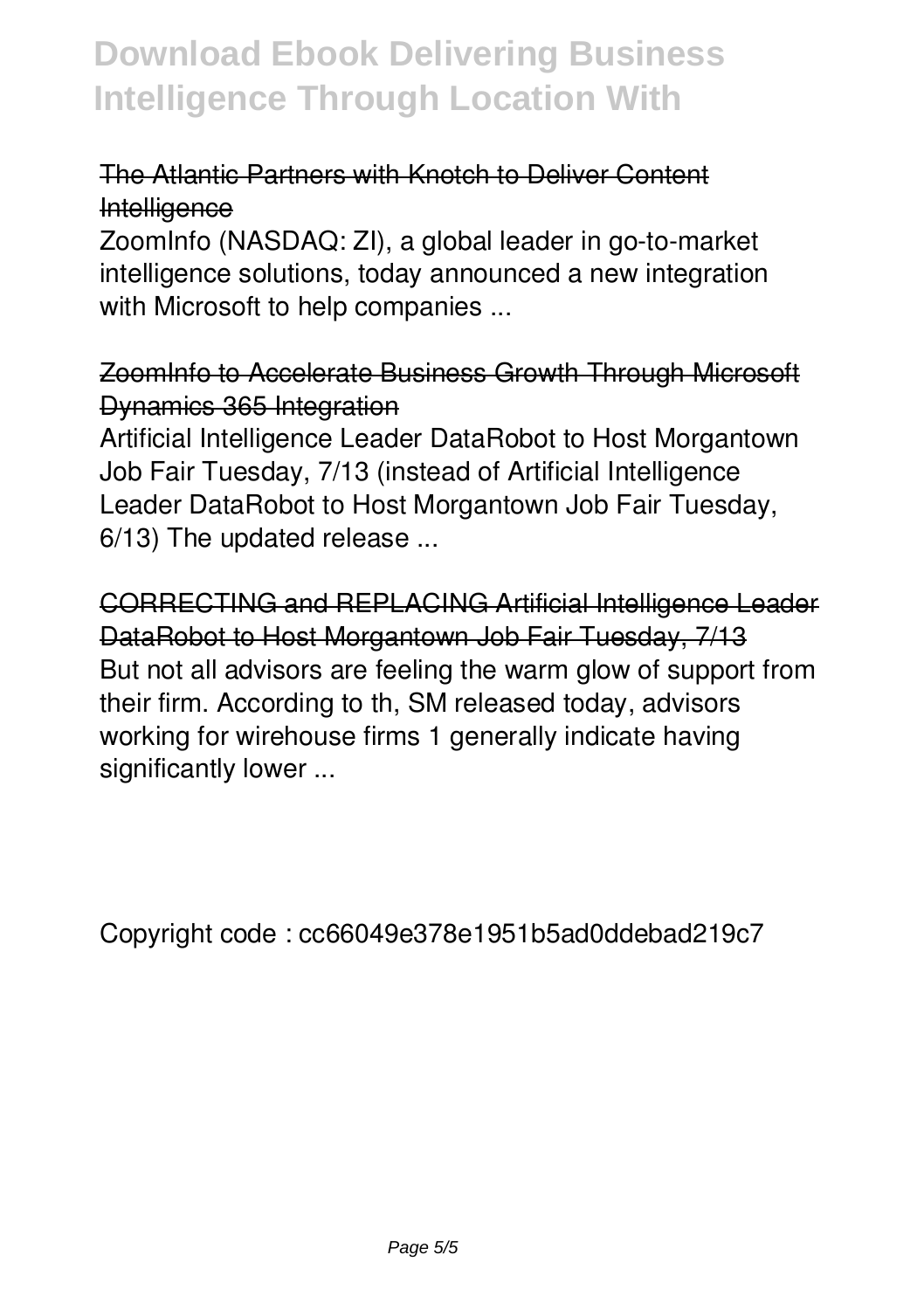The Atlantic Partners with Knotch to Deliver Content Intelligence

ZoomInfo (NASDAQ: ZI), a global leader in go-to-market intelligence solutions, today announced a new integration with Microsoft to help companies ...

ZoomInfo to Accelerate Business Growth Through Microsoft Dynamics 365 Integration

Artificial Intelligence Leader DataRobot to Host Morgantown Job Fair Tuesday, 7/13 (instead of Artificial Intelligence Leader DataRobot to Host Morgantown Job Fair Tuesday, 6/13) The updated release ...

CORRECTING and REPLACING Artificial Intelligence Leader DataRobot to Host Morgantown Job Fair Tuesday, 7/13

But not all advisors are feeling the warm glow of support from their firm. According to th, SM released today, advisors working for wirehouse firms 1 generally indicate having significantly lower ...

Copyright code : cc66049e378e1951b5ad0ddebad219c7